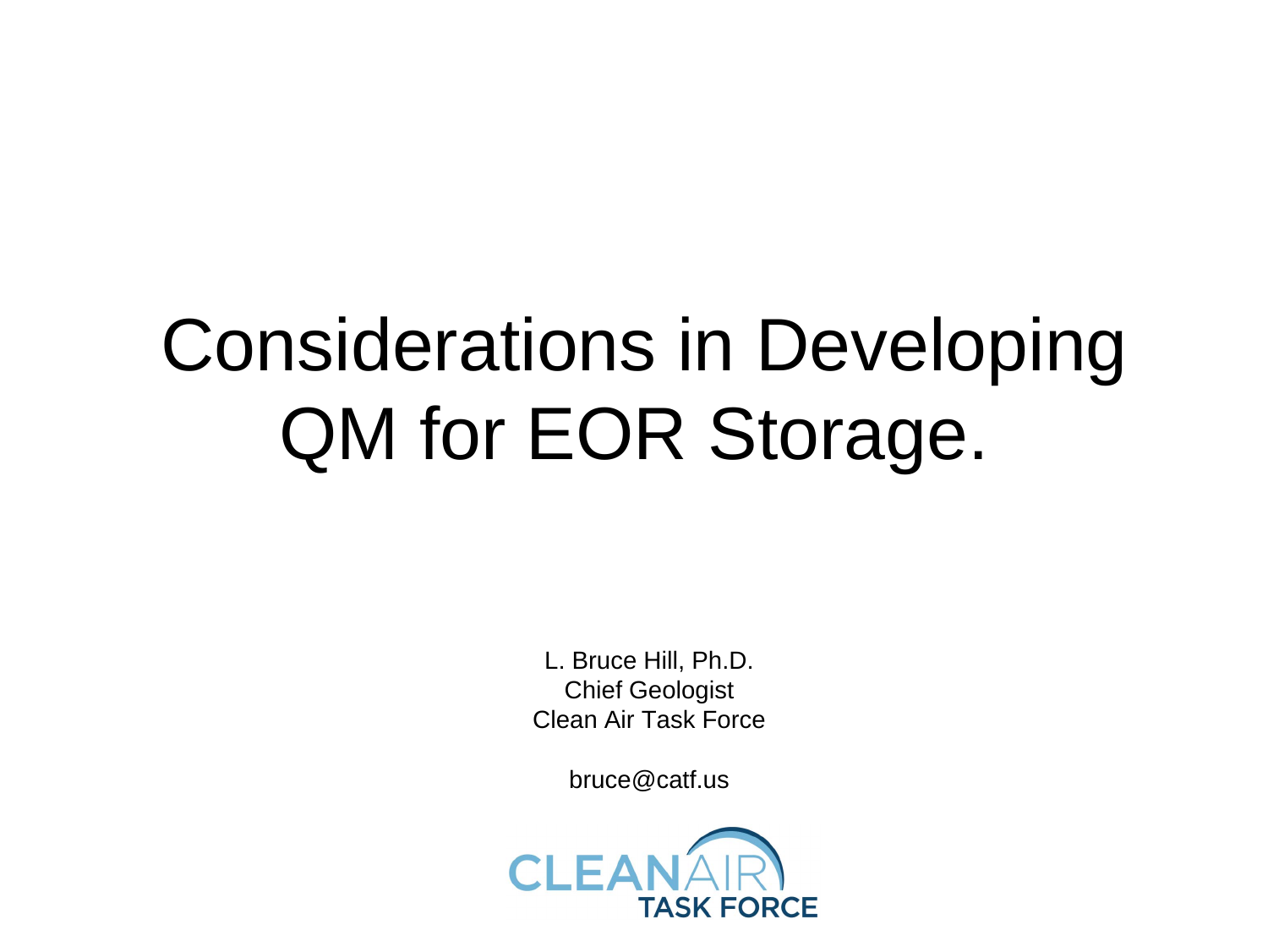# Considerations in Developing QM for EOR Storage.

L. Bruce Hill, Ph.D.
Chief Geologist
Clean Air Task Force

bruce@catf.us

CLEAN AIR TASK FORCE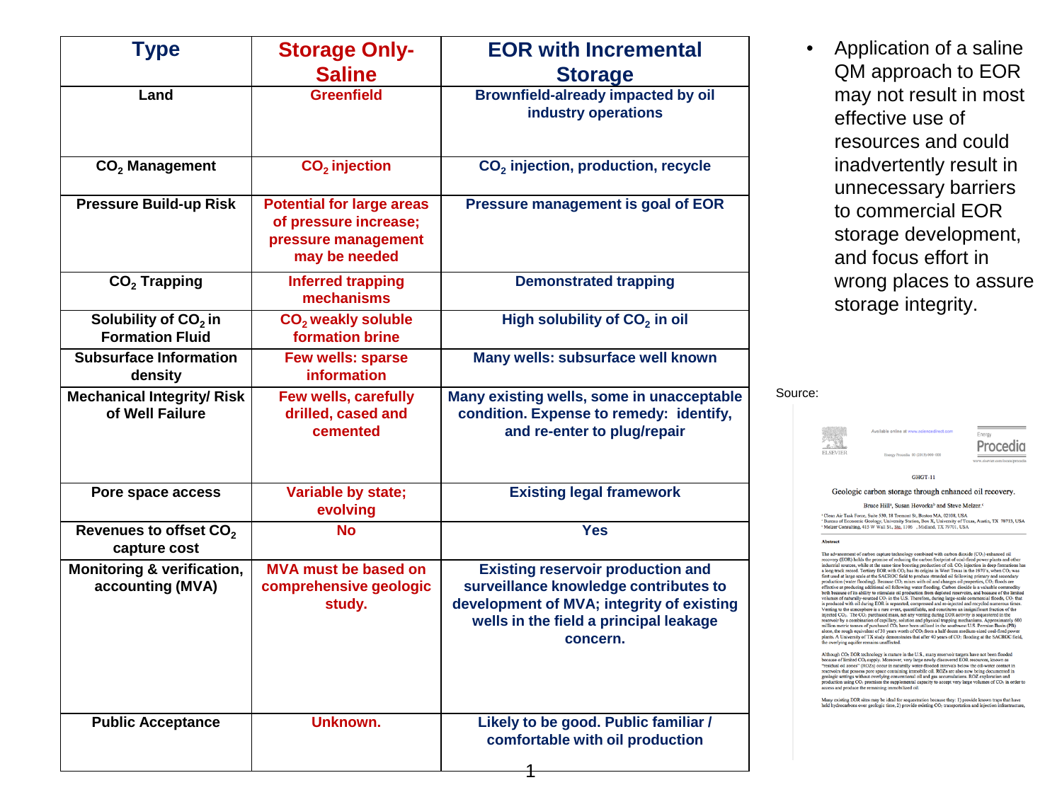| Type | Storage Only-Saline | EOR with Incremental Storage |
|---|---|---|
| Land | Greenfield | Brownfield-already impacted by oil industry operations |
| $CO_2$ Management | $CO_2$ injection | $CO_2$ injection, production, recycle |
| Pressure Build-up Risk | Potential for large areas of pressure increase; pressure management may be needed | Pressure management is goal of EOR |
| $CO_2$ Trapping | Inferred trapping mechanisms | Demonstrated trapping |
| Solubility of $CO_2$ in Formation Fluid | $CO_2$ weakly soluble formation brine | High solubility of $CO_2$ in oil |
| Subsurface Information density | Few wells: sparse information | Many wells: subsurface well known |
| Mechanical Integrity/ Risk of Well Failure | Few wells, carefully drilled, cased and cemented | Many existing wells, some in unacceptable condition. Expense to remedy: identify, and re-enter to plug/repair |
| Pore space access | Variable by state; evolving | Existing legal framework |
| Revenues to offset $CO_2$ capture cost | No | Yes |
| Monitoring & verification, accounting (MVA) | MVA must be based on comprehensive geologic study. | Existing reservoir production and surveillance knowledge contributes to development of MVA; integrity of existing wells in the field a principal leakage concern. |
| Public Acceptance | Unknown. | Likely to be good. Public familiar / comfortable with oil production |

- Application of a saline QM approach to EOR may not result in most effective use of resources and could inadvertently result in unnecessary barriers to commercial EOR storage development, and focus effort in wrong places to assure storage integrity.

Source:

Geologic carbon storage through enhanced oil recovery.

Bruce Hill[a], Susan Hovorka[b] and Steve Melzer[c]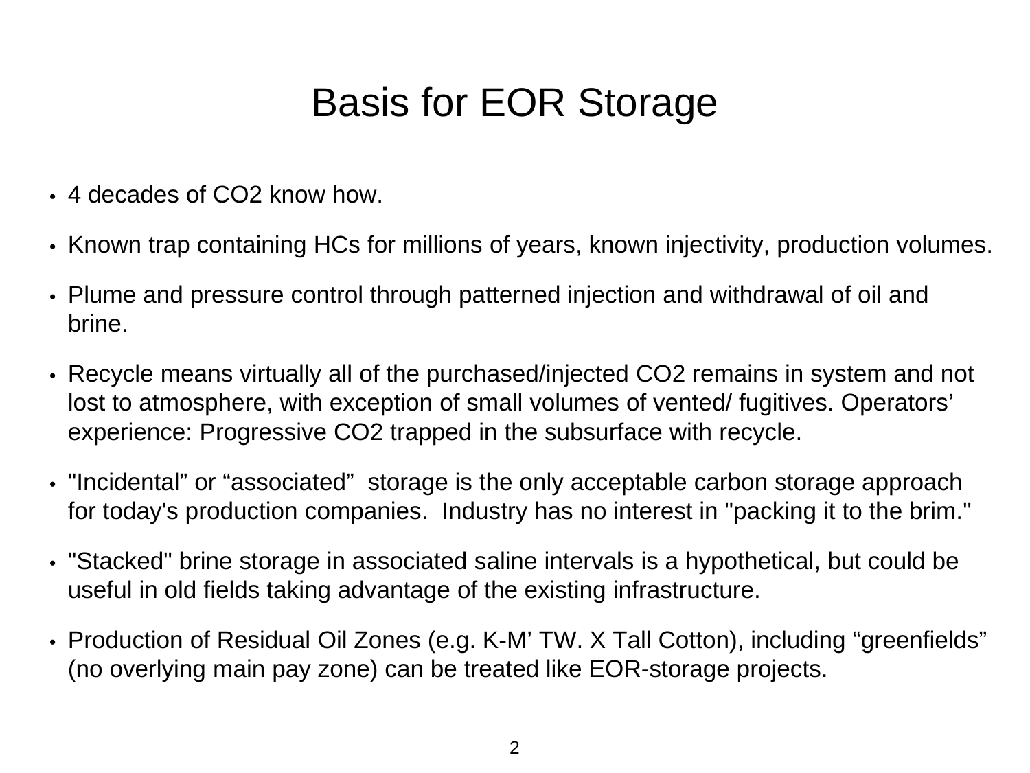# Basis for EOR Storage

- 4 decades of $CO_2$ know how.
- Known trap containing HCs for millions of years, known injectivity, production volumes.
- Plume and pressure control through patterned injection and withdrawal of oil and brine.
- Recycle means virtually all of the purchased/injected $CO_2$ remains in system and not lost to atmosphere, with exception of small volumes of vented/ fugitives. Operators' experience: Progressive $CO_2$ trapped in the subsurface with recycle.
- "Incidental" or "associated" storage is the only acceptable carbon storage approach for today's production companies. Industry has no interest in "packing it to the brim."
- "Stacked" brine storage in associated saline intervals is a hypothetical, but could be useful in old fields taking advantage of the existing infrastructure.
- Production of Residual Oil Zones (e.g. K-M' TW. X Tall Cotton), including "greenfields" (no overlying main pay zone) can be treated like EOR-storage projects.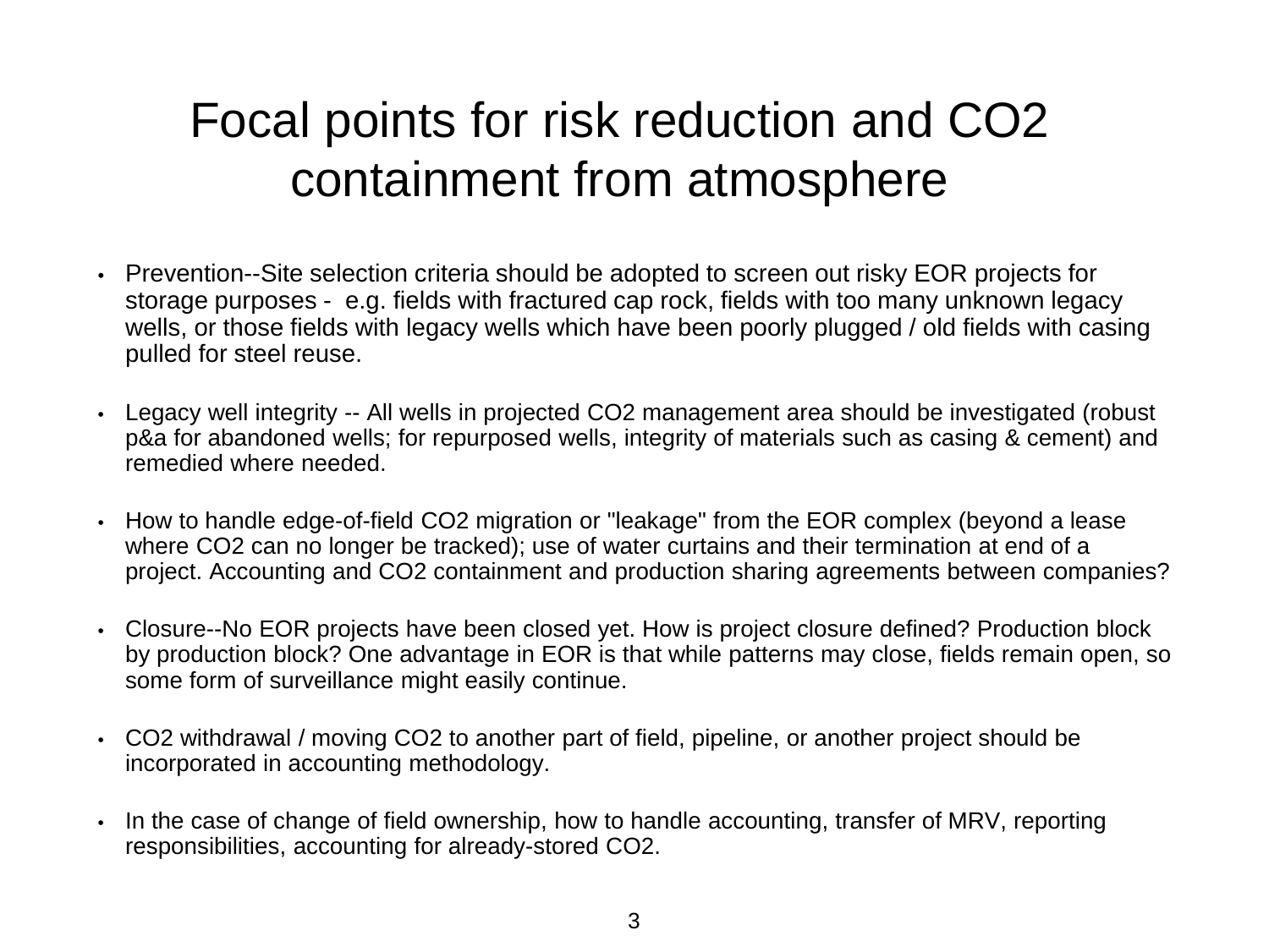# Focal points for risk reduction and $CO_2$ containment from atmosphere

- Prevention--Site selection criteria should be adopted to screen out risky EOR projects for storage purposes - e.g. fields with fractured cap rock, fields with too many unknown legacy wells, or those fields with legacy wells which have been poorly plugged / old fields with casing pulled for steel reuse.

- Legacy well integrity -- All wells in projected $CO_2$ management area should be investigated (robust p&a for abandoned wells; for repurposed wells, integrity of materials such as casing & cement) and remedied where needed.

- How to handle edge-of-field $CO_2$ migration or "leakage" from the EOR complex (beyond a lease where $CO_2$ can no longer be tracked); use of water curtains and their termination at end of a project. Accounting and $CO_2$ containment and production sharing agreements between companies?

- Closure--No EOR projects have been closed yet. How is project closure defined? Production block by production block? One advantage in EOR is that while patterns may close, fields remain open, so some form of surveillance might easily continue.

- $CO_2$ withdrawal / moving $CO_2$ to another part of field, pipeline, or another project should be incorporated in accounting methodology.

- In the case of change of field ownership, how to handle accounting, transfer of MRV, reporting responsibilities, accounting for already-stored $CO_2$.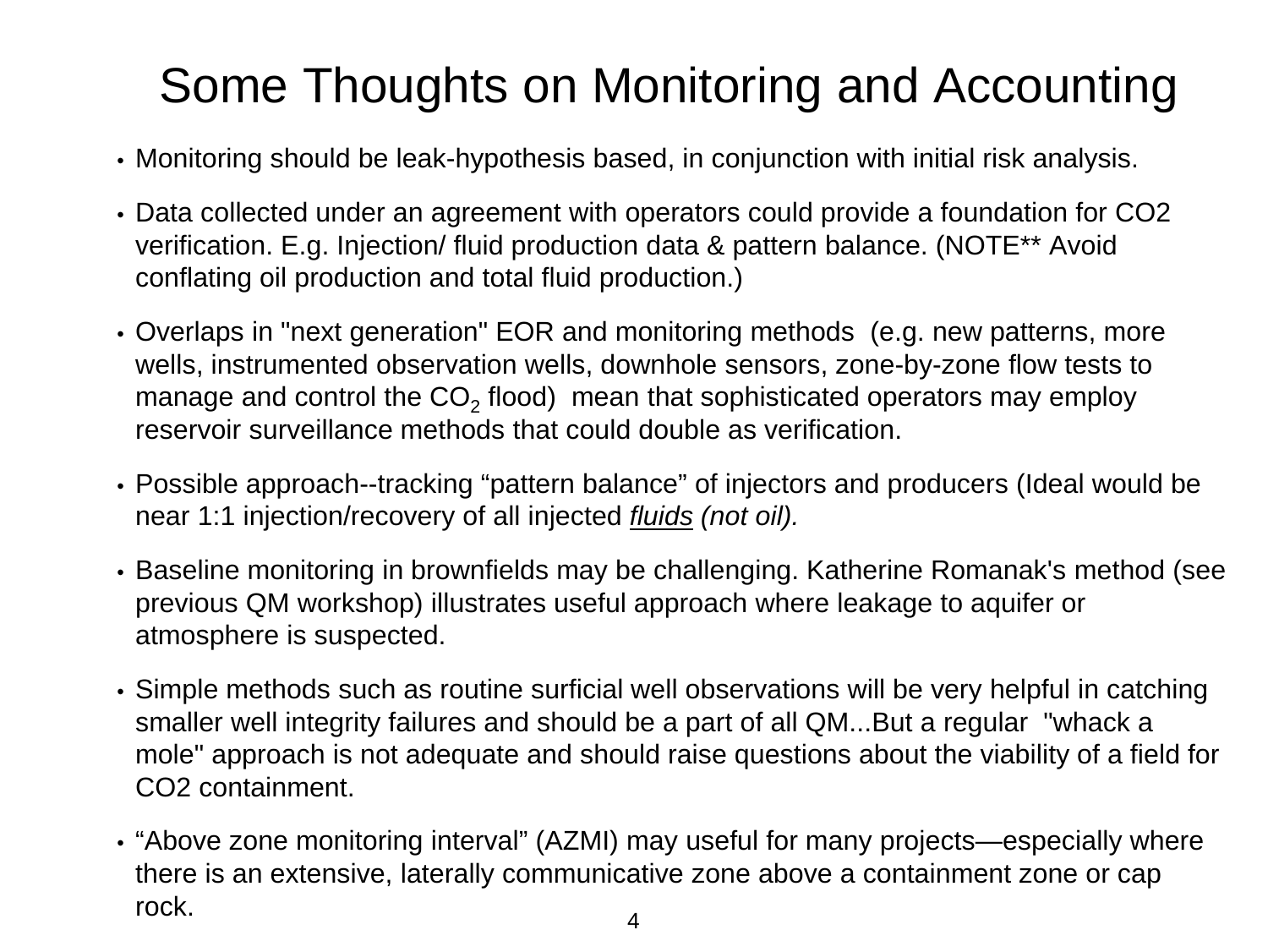# Some Thoughts on Monitoring and Accounting

- Monitoring should be leak-hypothesis based, in conjunction with initial risk analysis.
- Data collected under an agreement with operators could provide a foundation for CO2 verification. E.g. Injection/ fluid production data & pattern balance. (NOTE** Avoid conflating oil production and total fluid production.)
- Overlaps in "next generation" EOR and monitoring methods (e.g. new patterns, more wells, instrumented observation wells, downhole sensors, zone-by-zone flow tests to manage and control the $CO_2$ flood) mean that sophisticated operators may employ reservoir surveillance methods that could double as verification.
- Possible approach--tracking “pattern balance” of injectors and producers (Ideal would be near 1:1 injection/recovery of all injected *fluids* *(not oil).*
- Baseline monitoring in brownfields may be challenging. Katherine Romanak's method (see previous QM workshop) illustrates useful approach where leakage to aquifer or atmosphere is suspected.
- Simple methods such as routine surficial well observations will be very helpful in catching smaller well integrity failures and should be a part of all QM...But a regular "whack a mole" approach is not adequate and should raise questions about the viability of a field for CO2 containment.
- “Above zone monitoring interval” (AZMI) may useful for many projects—especially where there is an extensive, laterally communicative zone above a containment zone or cap rock.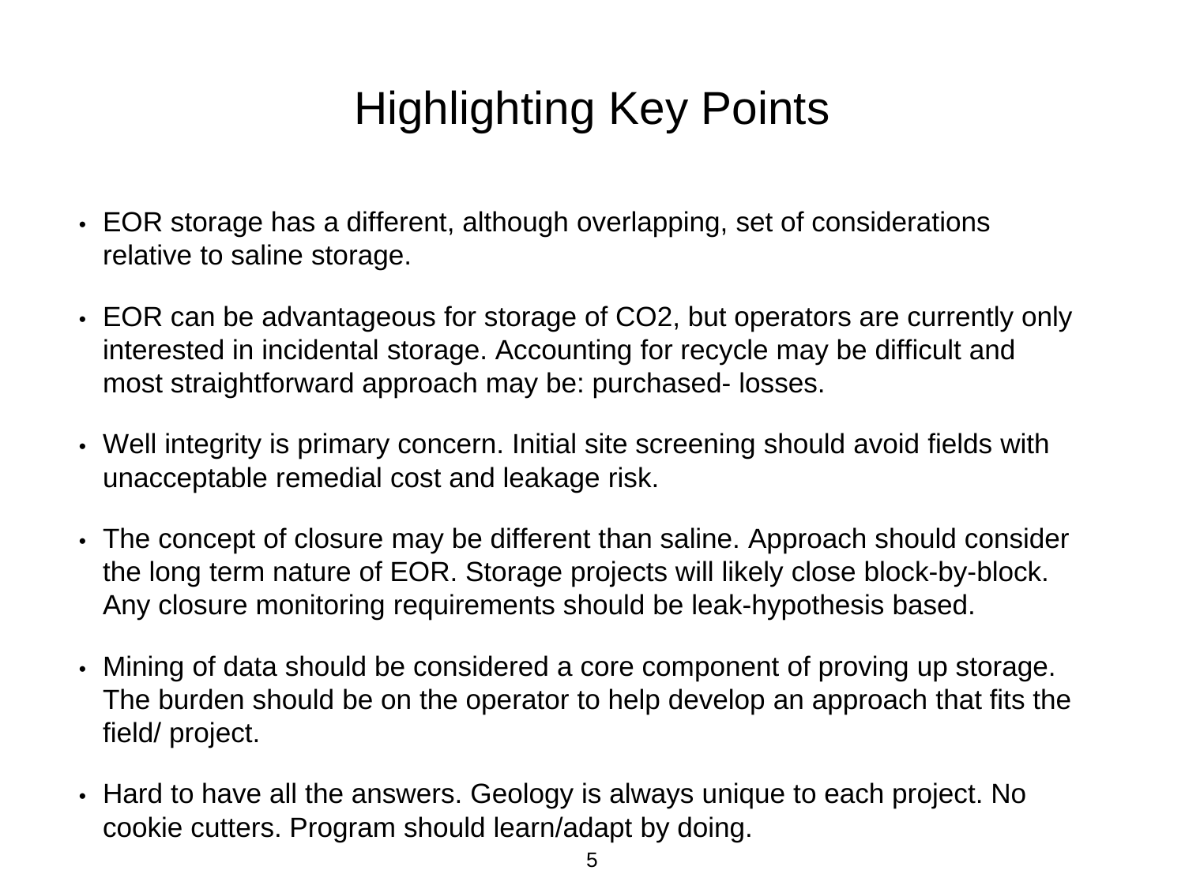# Highlighting Key Points

- EOR storage has a different, although overlapping, set of considerations relative to saline storage.
- EOR can be advantageous for storage of $CO_2$, but operators are currently only interested in incidental storage. Accounting for recycle may be difficult and most straightforward approach may be: purchased- losses.
- Well integrity is primary concern. Initial site screening should avoid fields with unacceptable remedial cost and leakage risk.
- The concept of closure may be different than saline. Approach should consider the long term nature of EOR. Storage projects will likely close block-by-block. Any closure monitoring requirements should be leak-hypothesis based.
- Mining of data should be considered a core component of proving up storage. The burden should be on the operator to help develop an approach that fits the field/ project.
- Hard to have all the answers. Geology is always unique to each project. No cookie cutters. Program should learn/adapt by doing.